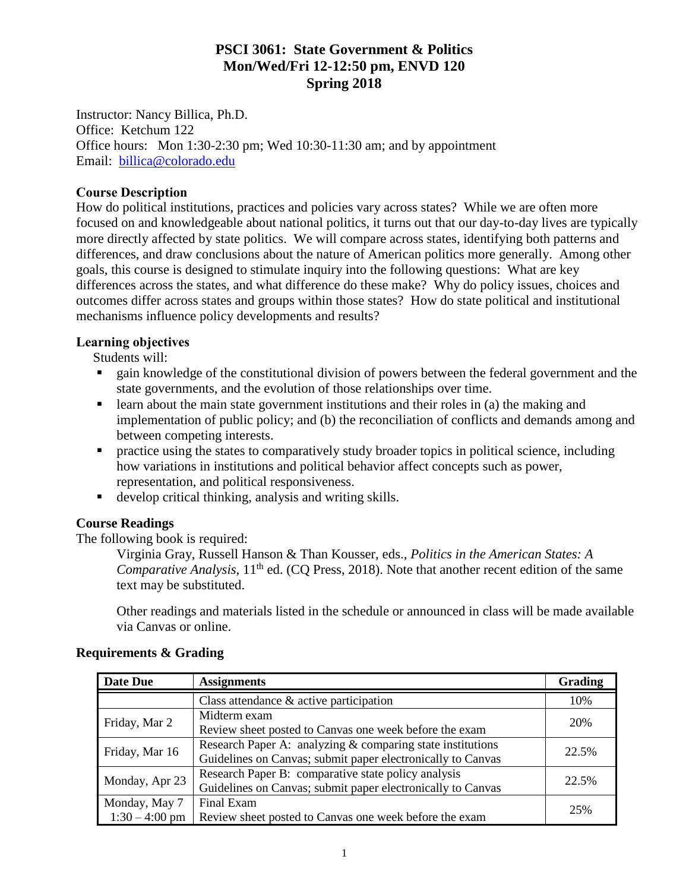# PSCI 3061: State Government & Politics
## Mon/Wed/Fri 12-12:50 pm, ENVD 120
## Spring 2018

Instructor: Nancy Billica, Ph.D.
Office: Ketchum 122
Office hours: Mon 1:30-2:30 pm; Wed 10:30-11:30 am; and by appointment
Email: billica@colorado.edu

### Course Description

How do political institutions, practices and policies vary across states? While we are often more focused on and knowledgeable about national politics, it turns out that our day-to-day lives are typically more directly affected by state politics. We will compare across states, identifying both patterns and differences, and draw conclusions about the nature of American politics more generally. Among other goals, this course is designed to stimulate inquiry into the following questions: What are key differences across the states, and what difference do these make? Why do policy issues, choices and outcomes differ across states and groups within those states? How do state political and institutional mechanisms influence policy developments and results?

### Learning objectives

Students will:

- gain knowledge of the constitutional division of powers between the federal government and the state governments, and the evolution of those relationships over time.
- learn about the main state government institutions and their roles in (a) the making and implementation of public policy; and (b) the reconciliation of conflicts and demands among and between competing interests.
- practice using the states to comparatively study broader topics in political science, including how variations in institutions and political behavior affect concepts such as power, representation, and political responsiveness.
- develop critical thinking, analysis and writing skills.

### Course Readings

The following book is required:

Virginia Gray, Russell Hanson & Than Kousser, eds., *Politics in the American States: A Comparative Analysis*, 11th ed. (CQ Press, 2018). Note that another recent edition of the same text may be substituted.

Other readings and materials listed in the schedule or announced in class will be made available via Canvas or online.

### Requirements & Grading

| Date Due | Assignments | Grading |
|---|---|---|
| | Class attendance & active participation | 10% |
| Friday, Mar 2 | Midterm exam<br>Review sheet posted to Canvas one week before the exam | 20% |
| Friday, Mar 16 | Research Paper A: analyzing & comparing state institutions<br>Guidelines on Canvas; submit paper electronically to Canvas | 22.5% |
| Monday, Apr 23 | Research Paper B: comparative state policy analysis<br>Guidelines on Canvas; submit paper electronically to Canvas | 22.5% |
| Monday, May 7<br>1:30 – 4:00 pm | Final Exam<br>Review sheet posted to Canvas one week before the exam | 25% |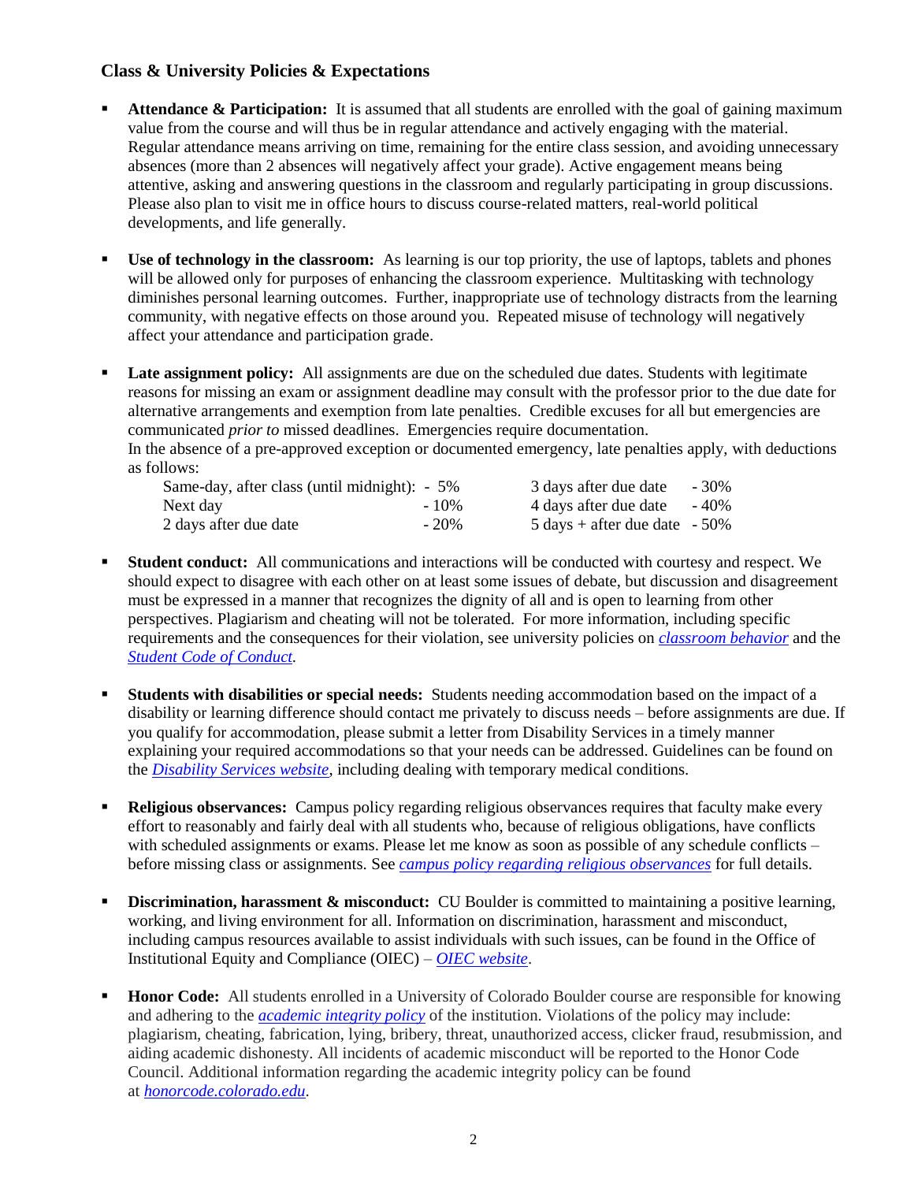## Class & University Policies & Expectations

- **Attendance & Participation:** It is assumed that all students are enrolled with the goal of gaining maximum value from the course and will thus be in regular attendance and actively engaging with the material. Regular attendance means arriving on time, remaining for the entire class session, and avoiding unnecessary absences (more than 2 absences will negatively affect your grade). Active engagement means being attentive, asking and answering questions in the classroom and regularly participating in group discussions. Please also plan to visit me in office hours to discuss course-related matters, real-world political developments, and life generally.

- **Use of technology in the classroom:** As learning is our top priority, the use of laptops, tablets and phones will be allowed only for purposes of enhancing the classroom experience. Multitasking with technology diminishes personal learning outcomes. Further, inappropriate use of technology distracts from the learning community, with negative effects on those around you. Repeated misuse of technology will negatively affect your attendance and participation grade.

- **Late assignment policy:** All assignments are due on the scheduled due dates. Students with legitimate reasons for missing an exam or assignment deadline may consult with the professor prior to the due date for alternative arrangements and exemption from late penalties. Credible excuses for all but emergencies are communicated *prior to* missed deadlines. Emergencies require documentation.
  In the absence of a pre-approved exception or documented emergency, late penalties apply, with deductions as follows:

  | | | | |
  |---|---|---|---|
  | Same-day, after class (until midnight): | - 5% | 3 days after due date | - 30% |
  | Next day | - 10% | 4 days after due date | - 40% |
  | 2 days after due date | - 20% | 5 days + after due date | - 50% |

- **Student conduct:** All communications and interactions will be conducted with courtesy and respect. We should expect to disagree with each other on at least some issues of debate, but discussion and disagreement must be expressed in a manner that recognizes the dignity of all and is open to learning from other perspectives. Plagiarism and cheating will not be tolerated. For more information, including specific requirements and the consequences for their violation, see university policies on *classroom behavior* and the *Student Code of Conduct*.

- **Students with disabilities or special needs:** Students needing accommodation based on the impact of a disability or learning difference should contact me privately to discuss needs – before assignments are due. If you qualify for accommodation, please submit a letter from Disability Services in a timely manner explaining your required accommodations so that your needs can be addressed. Guidelines can be found on the *Disability Services website*, including dealing with temporary medical conditions.

- **Religious observances:** Campus policy regarding religious observances requires that faculty make every effort to reasonably and fairly deal with all students who, because of religious obligations, have conflicts with scheduled assignments or exams. Please let me know as soon as possible of any schedule conflicts – before missing class or assignments. See *campus policy regarding religious observances* for full details.

- **Discrimination, harassment & misconduct:** CU Boulder is committed to maintaining a positive learning, working, and living environment for all. Information on discrimination, harassment and misconduct, including campus resources available to assist individuals with such issues, can be found in the Office of Institutional Equity and Compliance (OIEC) – *OIEC website*.

- **Honor Code:** All students enrolled in a University of Colorado Boulder course are responsible for knowing and adhering to the *academic integrity policy* of the institution. Violations of the policy may include: plagiarism, cheating, fabrication, lying, bribery, threat, unauthorized access, clicker fraud, resubmission, and aiding academic dishonesty. All incidents of academic misconduct will be reported to the Honor Code Council. Additional information regarding the academic integrity policy can be found at *honorcode.colorado.edu*.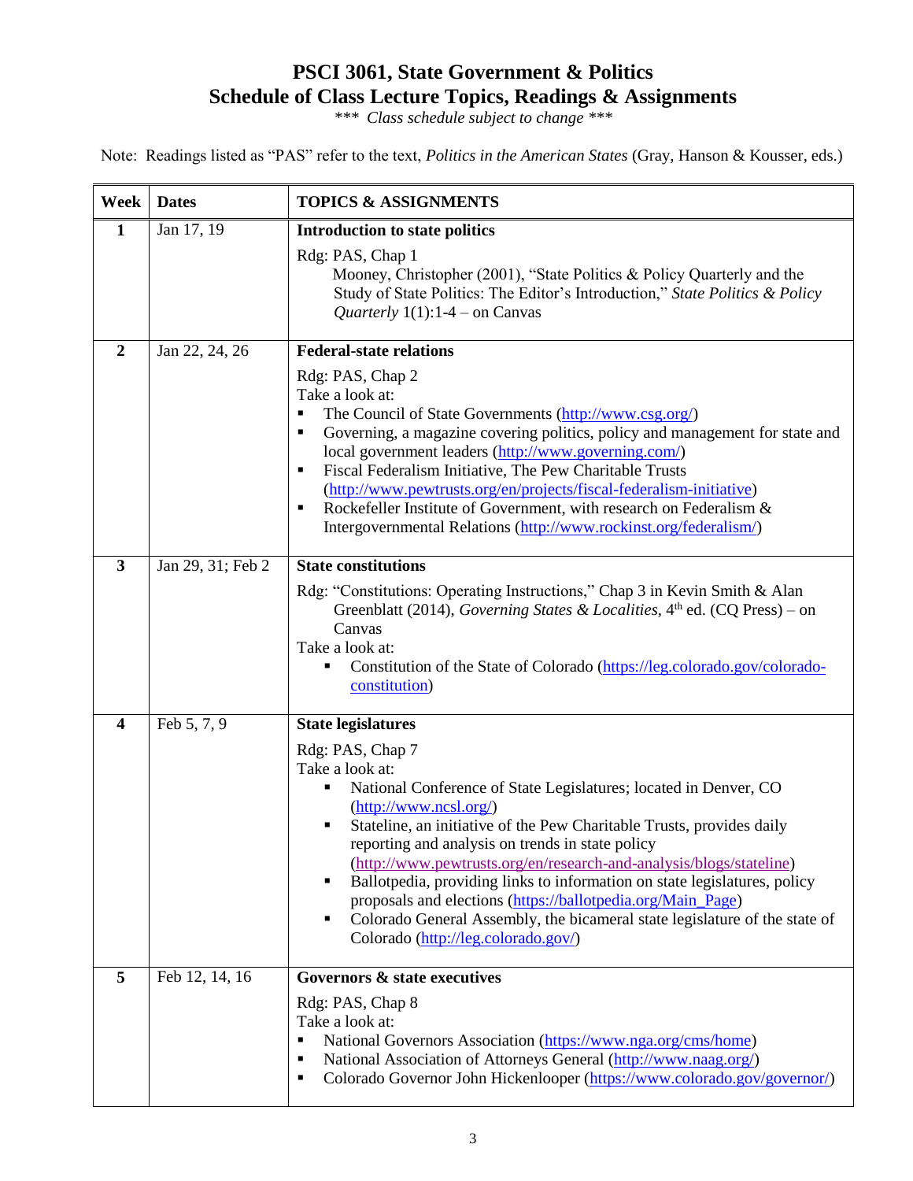# PSCI 3061, State Government & Politics
## Schedule of Class Lecture Topics, Readings & Assignments

*\*\*\* Class schedule subject to change \*\*\**

Note: Readings listed as "PAS" refer to the text, *Politics in the American States* (Gray, Hanson & Kousser, eds.)

| Week | Dates | TOPICS & ASSIGNMENTS |
|---|---|---|
| **1** | Jan 17, 19 | **Introduction to state politics**<br><br>Rdg: PAS, Chap 1<br>Mooney, Christopher (2001), "State Politics & Policy Quarterly and the Study of State Politics: The Editor's Introduction," *State Politics & Policy Quarterly* 1(1):1-4 – on Canvas |
| **2** | Jan 22, 24, 26 | **Federal-state relations**<br><br>Rdg: PAS, Chap 2<br>Take a look at:<br>▪ The Council of State Governments (http://www.csg.org/)<br>▪ Governing, a magazine covering politics, policy and management for state and local government leaders (http://www.governing.com/)<br>▪ Fiscal Federalism Initiative, The Pew Charitable Trusts (http://www.pewtrusts.org/en/projects/fiscal-federalism-initiative)<br>▪ Rockefeller Institute of Government, with research on Federalism & Intergovernmental Relations (http://www.rockinst.org/federalism/) |
| **3** | Jan 29, 31; Feb 2 | **State constitutions**<br><br>Rdg: "Constitutions: Operating Instructions," Chap 3 in Kevin Smith & Alan Greenblatt (2014), *Governing States & Localities*, 4th ed. (CQ Press) – on Canvas<br>Take a look at:<br>▪ Constitution of the State of Colorado (https://leg.colorado.gov/colorado-constitution) |
| **4** | Feb 5, 7, 9 | **State legislatures**<br><br>Rdg: PAS, Chap 7<br>Take a look at:<br>▪ National Conference of State Legislatures; located in Denver, CO (http://www.ncsl.org/)<br>▪ Stateline, an initiative of the Pew Charitable Trusts, provides daily reporting and analysis on trends in state policy (http://www.pewtrusts.org/en/research-and-analysis/blogs/stateline)<br>▪ Ballotpedia, providing links to information on state legislatures, policy proposals and elections (https://ballotpedia.org/Main_Page)<br>▪ Colorado General Assembly, the bicameral state legislature of the state of Colorado (http://leg.colorado.gov/) |
| **5** | Feb 12, 14, 16 | **Governors & state executives**<br><br>Rdg: PAS, Chap 8<br>Take a look at:<br>▪ National Governors Association (https://www.nga.org/cms/home)<br>▪ National Association of Attorneys General (http://www.naag.org/)<br>▪ Colorado Governor John Hickenlooper (https://www.colorado.gov/governor/) |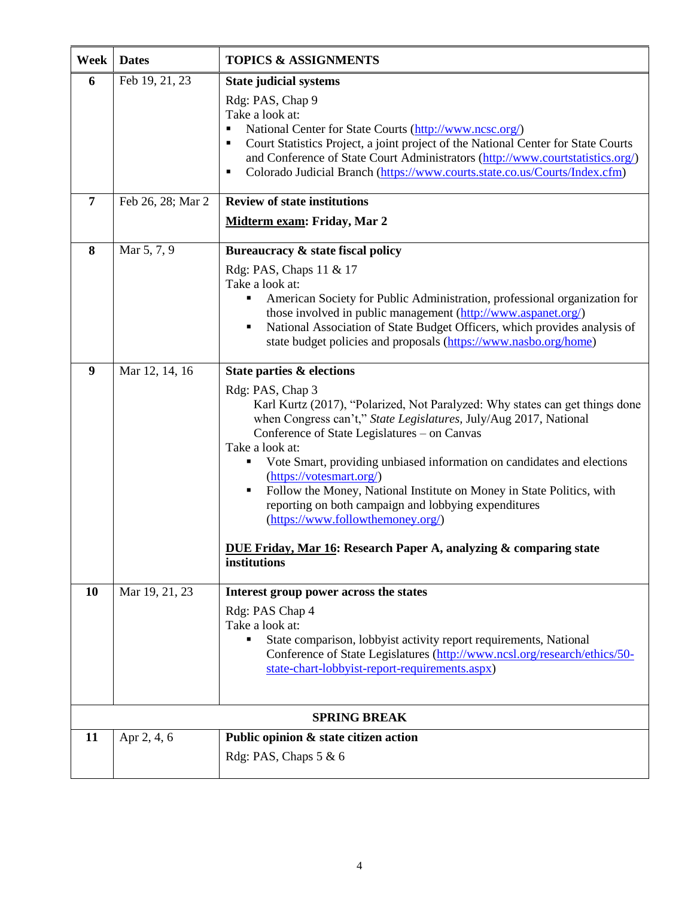| Week | Dates | TOPICS & ASSIGNMENTS |
|---|---|---|
| 6 | Feb 19, 21, 23 | **State judicial systems**<br><br>Rdg: PAS, Chap 9<br>Take a look at:<br>▪ National Center for State Courts (http://www.ncsc.org/)<br>▪ Court Statistics Project, a joint project of the National Center for State Courts and Conference of State Court Administrators (http://www.courtstatistics.org/)<br>▪ Colorado Judicial Branch (https://www.courts.state.co.us/Courts/Index.cfm) |
| 7 | Feb 26, 28; Mar 2 | **Review of state institutions**<br><br>**Midterm exam: Friday, Mar 2** |
| 8 | Mar 5, 7, 9 | **Bureaucracy & state fiscal policy**<br><br>Rdg: PAS, Chaps 11 & 17<br>Take a look at:<br>▪ American Society for Public Administration, professional organization for those involved in public management (http://www.aspanet.org/)<br>▪ National Association of State Budget Officers, which provides analysis of state budget policies and proposals (https://www.nasbo.org/home) |
| 9 | Mar 12, 14, 16 | **State parties & elections**<br><br>Rdg: PAS, Chap 3<br>Karl Kurtz (2017), "Polarized, Not Paralyzed: Why states can get things done when Congress can't," *State Legislatures*, July/Aug 2017, National Conference of State Legislatures – on Canvas<br>Take a look at:<br>▪ Vote Smart, providing unbiased information on candidates and elections (https://votesmart.org/)<br>▪ Follow the Money, National Institute on Money in State Politics, with reporting on both campaign and lobbying expenditures (https://www.followthemoney.org/)<br><br>**DUE Friday, Mar 16: Research Paper A, analyzing & comparing state institutions** |
| 10 | Mar 19, 21, 23 | **Interest group power across the states**<br><br>Rdg: PAS Chap 4<br>Take a look at:<br>▪ State comparison, lobbyist activity report requirements, National Conference of State Legislatures (http://www.ncsl.org/research/ethics/50-state-chart-lobbyist-report-requirements.aspx) |
| | | **SPRING BREAK** |
| 11 | Apr 2, 4, 6 | **Public opinion & state citizen action**<br><br>Rdg: PAS, Chaps 5 & 6 |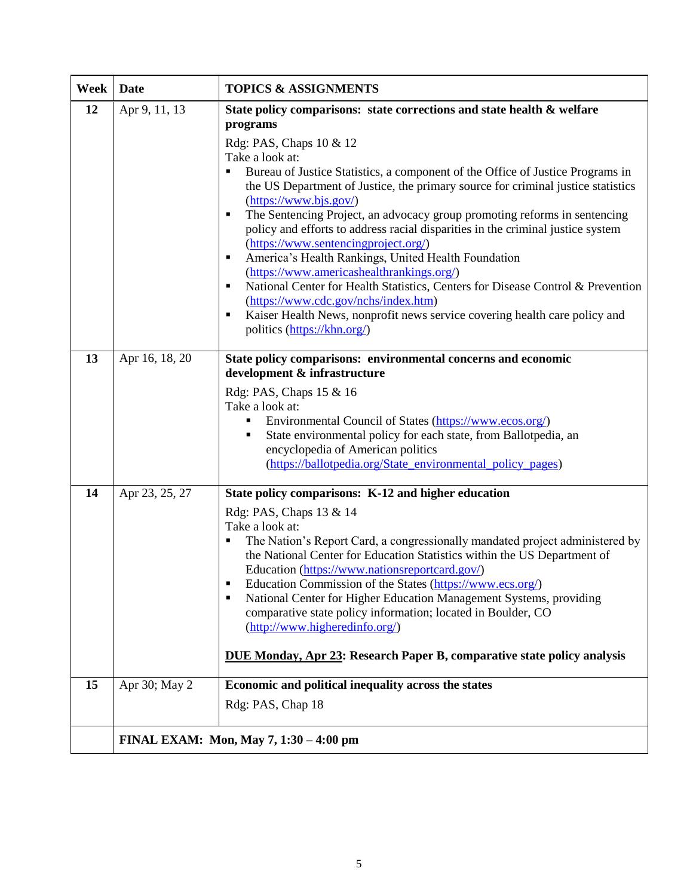| Week | Date | TOPICS & ASSIGNMENTS |
|---|---|---|
| **12** | Apr 9, 11, 13 | **State policy comparisons: state corrections and state health & welfare programs**<br><br>Rdg: PAS, Chaps 10 & 12<br>Take a look at:<br>▪ Bureau of Justice Statistics, a component of the Office of Justice Programs in the US Department of Justice, the primary source for criminal justice statistics (https://www.bjs.gov/)<br>▪ The Sentencing Project, an advocacy group promoting reforms in sentencing policy and efforts to address racial disparities in the criminal justice system (https://www.sentencingproject.org/)<br>▪ America's Health Rankings, United Health Foundation (https://www.americashealthrankings.org/)<br>▪ National Center for Health Statistics, Centers for Disease Control & Prevention (https://www.cdc.gov/nchs/index.htm)<br>▪ Kaiser Health News, nonprofit news service covering health care policy and politics (https://khn.org/) |
| **13** | Apr 16, 18, 20 | **State policy comparisons: environmental concerns and economic development & infrastructure**<br><br>Rdg: PAS, Chaps 15 & 16<br>Take a look at:<br>▪ Environmental Council of States (https://www.ecos.org/)<br>▪ State environmental policy for each state, from Ballotpedia, an encyclopedia of American politics (https://ballotpedia.org/State_environmental_policy_pages) |
| **14** | Apr 23, 25, 27 | **State policy comparisons: K-12 and higher education**<br><br>Rdg: PAS, Chaps 13 & 14<br>Take a look at:<br>▪ The Nation's Report Card, a congressionally mandated project administered by the National Center for Education Statistics within the US Department of Education (https://www.nationsreportcard.gov/)<br>▪ Education Commission of the States (https://www.ecs.org/)<br>▪ National Center for Higher Education Management Systems, providing comparative state policy information; located in Boulder, CO (http://www.higheredinfo.org/)<br><br>**DUE Monday, Apr 23: Research Paper B, comparative state policy analysis** |
| **15** | Apr 30; May 2 | **Economic and political inequality across the states**<br><br>Rdg: PAS, Chap 18 |
| | **FINAL EXAM: Mon, May 7, 1:30 – 4:00 pm** | |